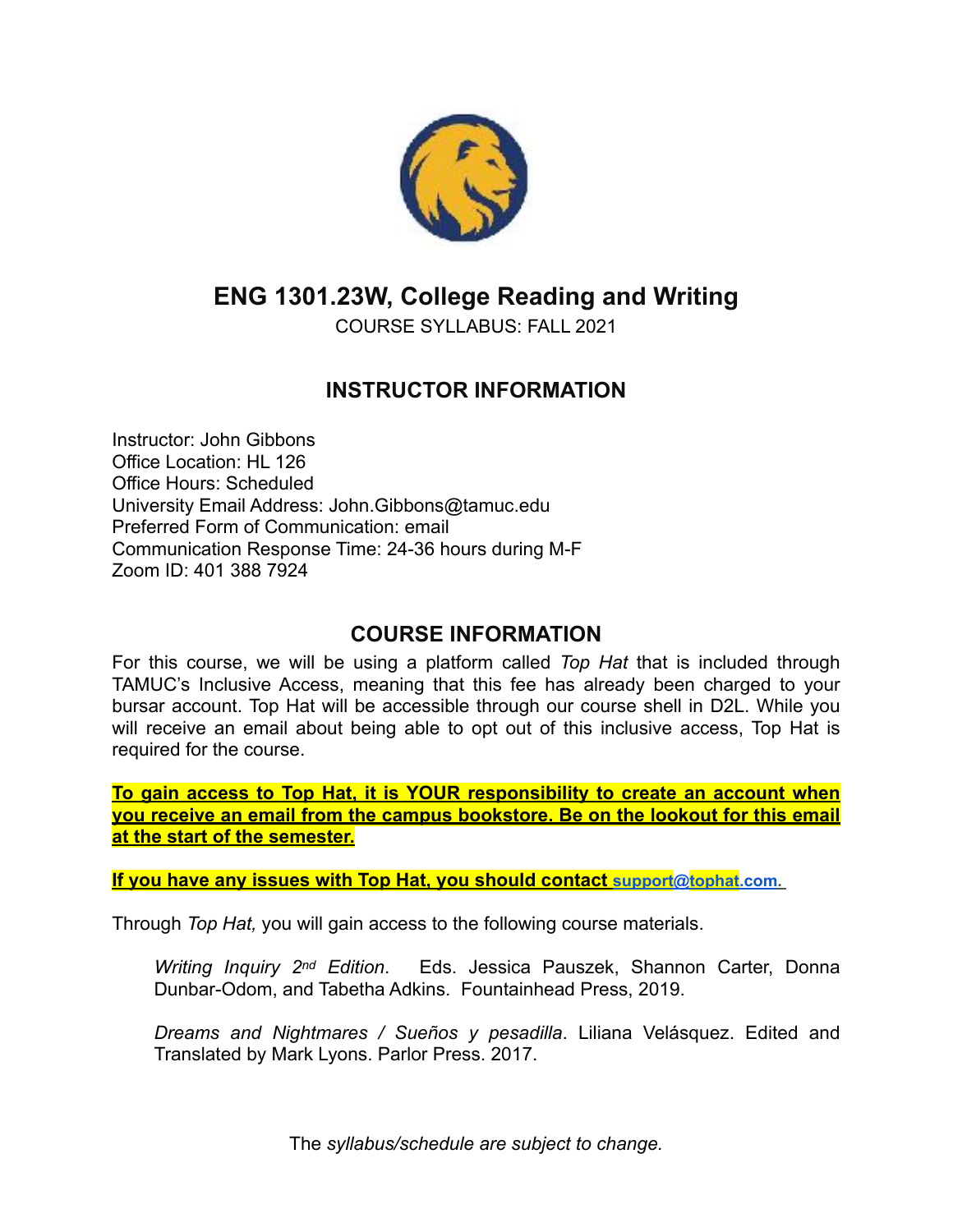# ENG 1301.23W, College Reading and Writing

COURSE SYLLABUS: FALL 2021

## INSTRUCTOR INFORMATION

Instructor: John Gibbons
Office Location: HL 126
Office Hours: Scheduled
University Email Address: John.Gibbons@tamuc.edu
Preferred Form of Communication: email
Communication Response Time: 24-36 hours during M-F
Zoom ID: 401 388 7924

## COURSE INFORMATION

For this course, we will be using a platform called *Top Hat* that is included through TAMUC's Inclusive Access, meaning that this fee has already been charged to your bursar account. Top Hat will be accessible through our course shell in D2L. While you will receive an email about being able to opt out of this inclusive access, Top Hat is required for the course.

**To gain access to Top Hat, it is YOUR responsibility to create an account when you receive an email from the campus bookstore. Be on the lookout for this email at the start of the semester.**

**If you have any issues with Top Hat, you should contact support@tophat.com.**

Through *Top Hat,* you will gain access to the following course materials.

> *Writing Inquiry 2nd Edition*. Eds. Jessica Pauszek, Shannon Carter, Donna Dunbar-Odom, and Tabetha Adkins. Fountainhead Press, 2019.
>
> *Dreams and Nightmares / Sueños y pesadilla*. Liliana Velásquez. Edited and Translated by Mark Lyons. Parlor Press. 2017.

The *syllabus/schedule are subject to change.*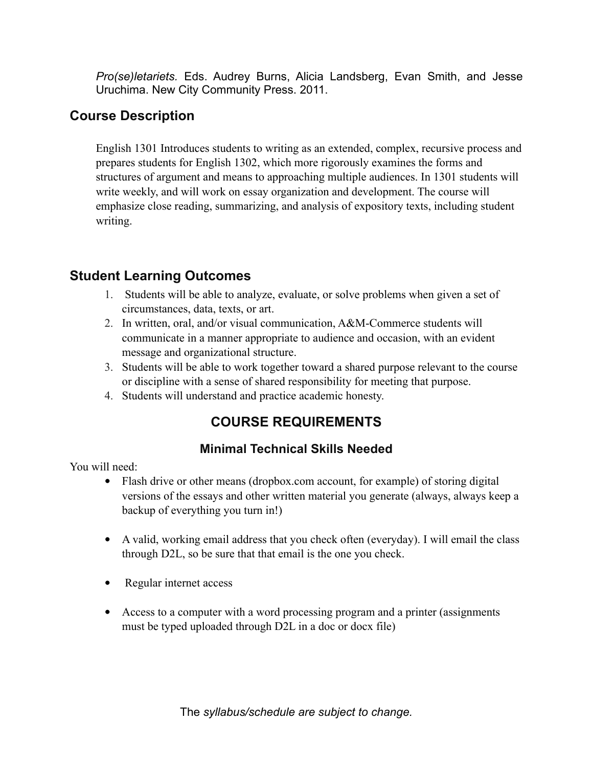*Pro(se)letariets.* Eds. Audrey Burns, Alicia Landsberg, Evan Smith, and Jesse Uruchima. New City Community Press. 2011.

## Course Description

English 1301 Introduces students to writing as an extended, complex, recursive process and prepares students for English 1302, which more rigorously examines the forms and structures of argument and means to approaching multiple audiences. In 1301 students will write weekly, and will work on essay organization and development. The course will emphasize close reading, summarizing, and analysis of expository texts, including student writing.

## Student Learning Outcomes

1. Students will be able to analyze, evaluate, or solve problems when given a set of circumstances, data, texts, or art.
2. In written, oral, and/or visual communication, A&M-Commerce students will communicate in a manner appropriate to audience and occasion, with an evident message and organizational structure.
3. Students will be able to work together toward a shared purpose relevant to the course or discipline with a sense of shared responsibility for meeting that purpose.
4. Students will understand and practice academic honesty.

## COURSE REQUIREMENTS

### Minimal Technical Skills Needed

You will need:

- Flash drive or other means (dropbox.com account, for example) of storing digital versions of the essays and other written material you generate (always, always keep a backup of everything you turn in!)
- A valid, working email address that you check often (everyday). I will email the class through D2L, so be sure that that email is the one you check.
- Regular internet access
- Access to a computer with a word processing program and a printer (assignments must be typed uploaded through D2L in a doc or docx file)

The *syllabus/schedule are subject to change.*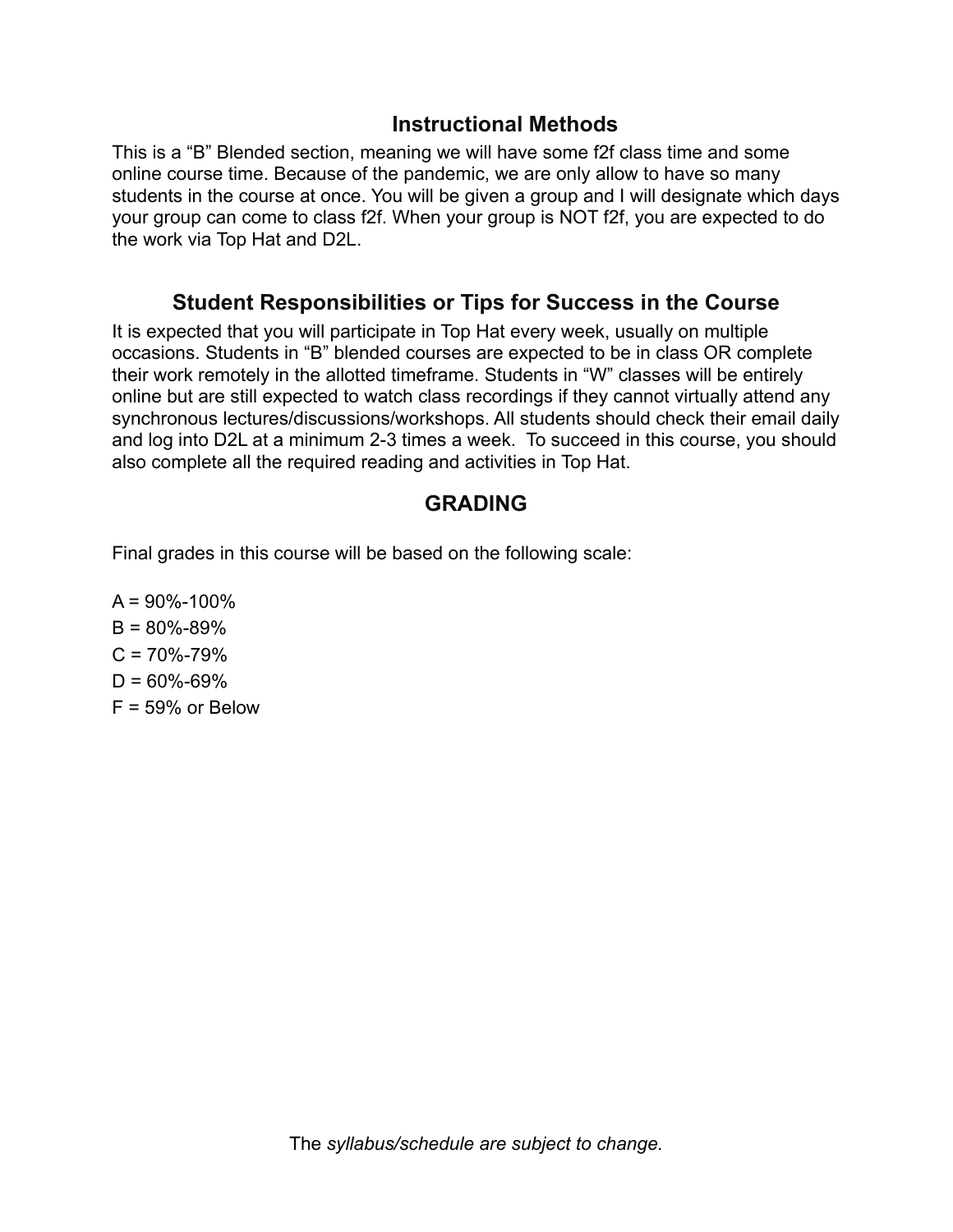## Instructional Methods

This is a “B” Blended section, meaning we will have some f2f class time and some online course time. Because of the pandemic, we are only allow to have so many students in the course at once. You will be given a group and I will designate which days your group can come to class f2f. When your group is NOT f2f, you are expected to do the work via Top Hat and D2L.

## Student Responsibilities or Tips for Success in the Course

It is expected that you will participate in Top Hat every week, usually on multiple occasions. Students in “B” blended courses are expected to be in class OR complete their work remotely in the allotted timeframe. Students in “W” classes will be entirely online but are still expected to watch class recordings if they cannot virtually attend any synchronous lectures/discussions/workshops. All students should check their email daily and log into D2L at a minimum 2-3 times a week. To succeed in this course, you should also complete all the required reading and activities in Top Hat.

## GRADING

Final grades in this course will be based on the following scale:

A = 90%-100%
B = 80%-89%
C = 70%-79%
D = 60%-69%
F = 59% or Below

The *syllabus/schedule are subject to change.*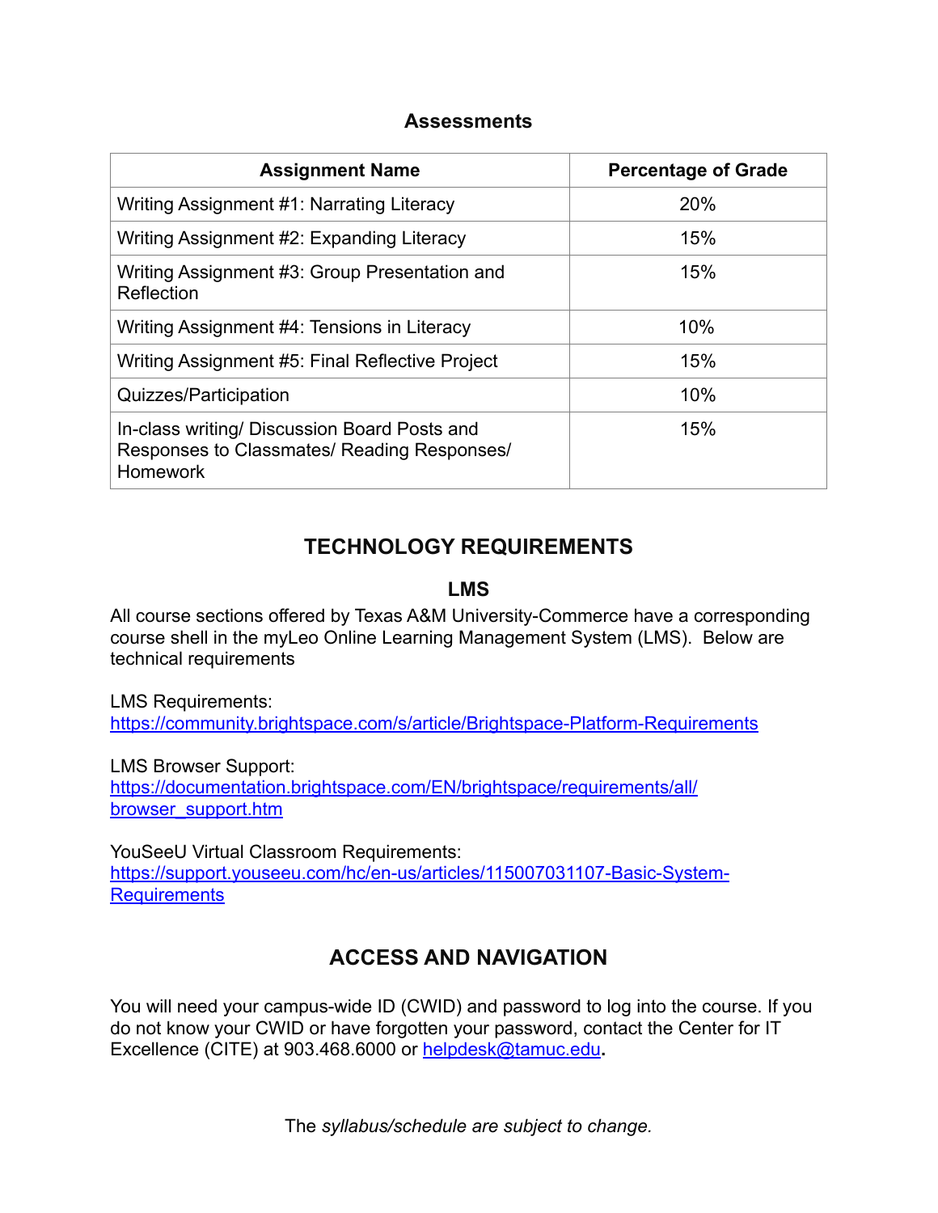### Assessments

| Assignment Name | Percentage of Grade |
|---|---|
| Writing Assignment #1: Narrating Literacy | 20% |
| Writing Assignment #2: Expanding Literacy | 15% |
| Writing Assignment #3: Group Presentation and Reflection | 15% |
| Writing Assignment #4: Tensions in Literacy | 10% |
| Writing Assignment #5: Final Reflective Project | 15% |
| Quizzes/Participation | 10% |
| In-class writing/ Discussion Board Posts and Responses to Classmates/ Reading Responses/ Homework | 15% |

## TECHNOLOGY REQUIREMENTS

### LMS

All course sections offered by Texas A&M University-Commerce have a corresponding course shell in the myLeo Online Learning Management System (LMS). Below are technical requirements

LMS Requirements:
https://community.brightspace.com/s/article/Brightspace-Platform-Requirements

LMS Browser Support:
https://documentation.brightspace.com/EN/brightspace/requirements/all/browser_support.htm

YouSeeU Virtual Classroom Requirements:
https://support.youseeu.com/hc/en-us/articles/115007031107-Basic-System-Requirements

## ACCESS AND NAVIGATION

You will need your campus-wide ID (CWID) and password to log into the course. If you do not know your CWID or have forgotten your password, contact the Center for IT Excellence (CITE) at 903.468.6000 or helpdesk@tamuc.edu**.**

The *syllabus/schedule are subject to change.*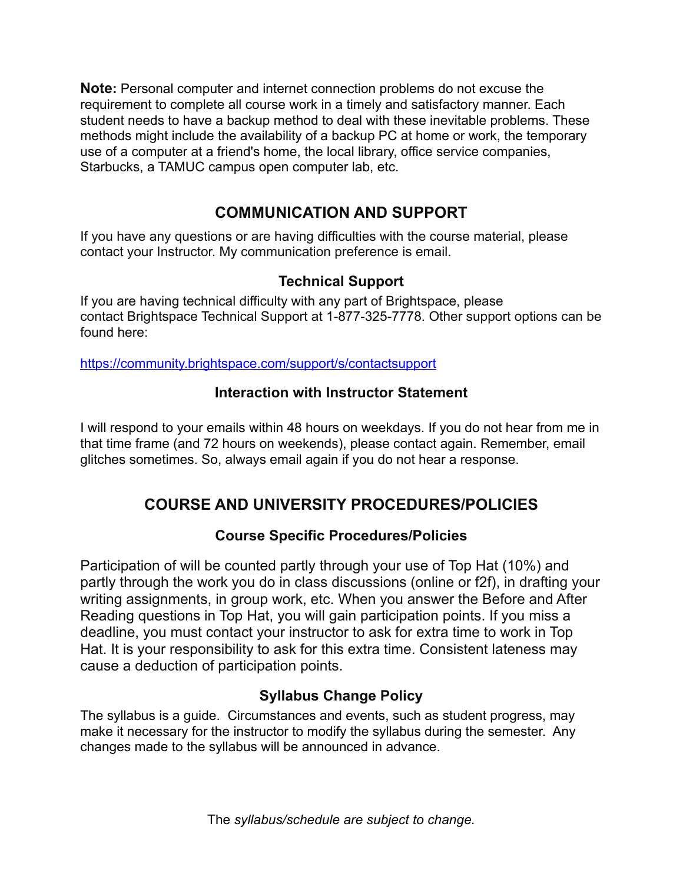**Note:** Personal computer and internet connection problems do not excuse the requirement to complete all course work in a timely and satisfactory manner. Each student needs to have a backup method to deal with these inevitable problems. These methods might include the availability of a backup PC at home or work, the temporary use of a computer at a friend's home, the local library, office service companies, Starbucks, a TAMUC campus open computer lab, etc.

## COMMUNICATION AND SUPPORT

If you have any questions or are having difficulties with the course material, please contact your Instructor. My communication preference is email.

### Technical Support

If you are having technical difficulty with any part of Brightspace, please contact Brightspace Technical Support at 1-877-325-7778. Other support options can be found here:

https://community.brightspace.com/support/s/contactsupport

### Interaction with Instructor Statement

I will respond to your emails within 48 hours on weekdays. If you do not hear from me in that time frame (and 72 hours on weekends), please contact again. Remember, email glitches sometimes. So, always email again if you do not hear a response.

## COURSE AND UNIVERSITY PROCEDURES/POLICIES

### Course Specific Procedures/Policies

Participation of will be counted partly through your use of Top Hat (10%) and partly through the work you do in class discussions (online or f2f), in drafting your writing assignments, in group work, etc. When you answer the Before and After Reading questions in Top Hat, you will gain participation points. If you miss a deadline, you must contact your instructor to ask for extra time to work in Top Hat. It is your responsibility to ask for this extra time. Consistent lateness may cause a deduction of participation points.

### Syllabus Change Policy

The syllabus is a guide. Circumstances and events, such as student progress, may make it necessary for the instructor to modify the syllabus during the semester. Any changes made to the syllabus will be announced in advance.

The *syllabus/schedule are subject to change.*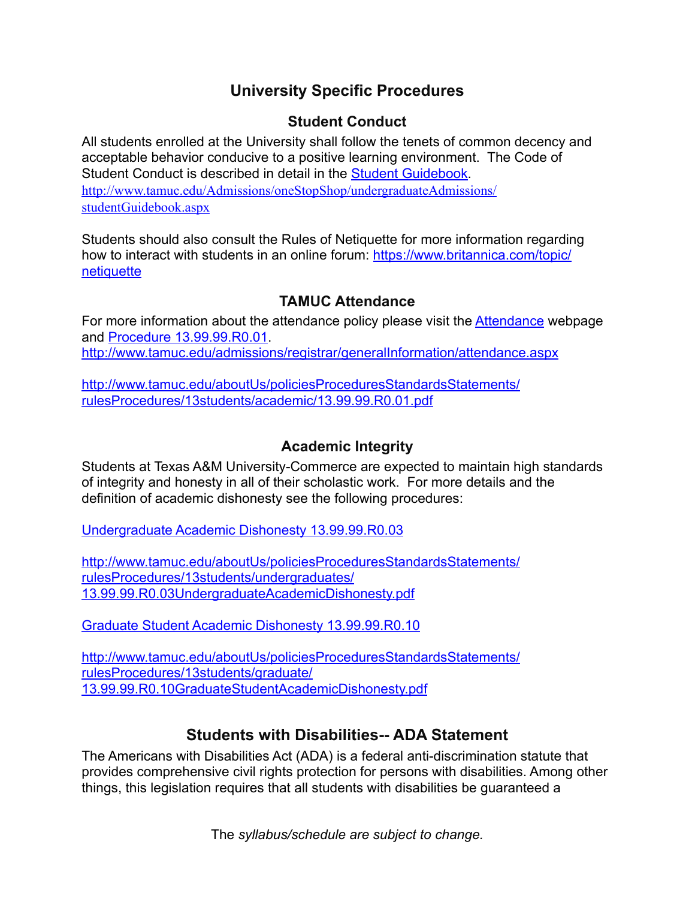# University Specific Procedures

## Student Conduct

All students enrolled at the University shall follow the tenets of common decency and acceptable behavior conducive to a positive learning environment. The Code of Student Conduct is described in detail in the [Student Guidebook](http://www.tamuc.edu/Admissions/oneStopShop/undergraduateAdmissions/studentGuidebook.aspx).
http://www.tamuc.edu/Admissions/oneStopShop/undergraduateAdmissions/studentGuidebook.aspx

Students should also consult the Rules of Netiquette for more information regarding how to interact with students in an online forum: https://www.britannica.com/topic/netiquette

## TAMUC Attendance

For more information about the attendance policy please visit the [Attendance](http://www.tamuc.edu/admissions/registrar/generalInformation/attendance.aspx) webpage and [Procedure 13.99.99.R0.01](http://www.tamuc.edu/aboutUs/policiesProceduresStandardsStatements/rulesProcedures/13students/academic/13.99.99.R0.01.pdf).
http://www.tamuc.edu/admissions/registrar/generalInformation/attendance.aspx

http://www.tamuc.edu/aboutUs/policiesProceduresStandardsStatements/rulesProcedures/13students/academic/13.99.99.R0.01.pdf

## Academic Integrity

Students at Texas A&M University-Commerce are expected to maintain high standards of integrity and honesty in all of their scholastic work. For more details and the definition of academic dishonesty see the following procedures:

[Undergraduate Academic Dishonesty 13.99.99.R0.03](http://www.tamuc.edu/aboutUs/policiesProceduresStandardsStatements/rulesProcedures/13students/undergraduates/13.99.99.R0.03UndergraduateAcademicDishonesty.pdf)

http://www.tamuc.edu/aboutUs/policiesProceduresStandardsStatements/rulesProcedures/13students/undergraduates/13.99.99.R0.03UndergraduateAcademicDishonesty.pdf

[Graduate Student Academic Dishonesty 13.99.99.R0.10](http://www.tamuc.edu/aboutUs/policiesProceduresStandardsStatements/rulesProcedures/13students/graduate/13.99.99.R0.10GraduateStudentAcademicDishonesty.pdf)

http://www.tamuc.edu/aboutUs/policiesProceduresStandardsStatements/rulesProcedures/13students/graduate/13.99.99.R0.10GraduateStudentAcademicDishonesty.pdf

## Students with Disabilities-- ADA Statement

The Americans with Disabilities Act (ADA) is a federal anti-discrimination statute that provides comprehensive civil rights protection for persons with disabilities. Among other things, this legislation requires that all students with disabilities be guaranteed a

The *syllabus/schedule are subject to change.*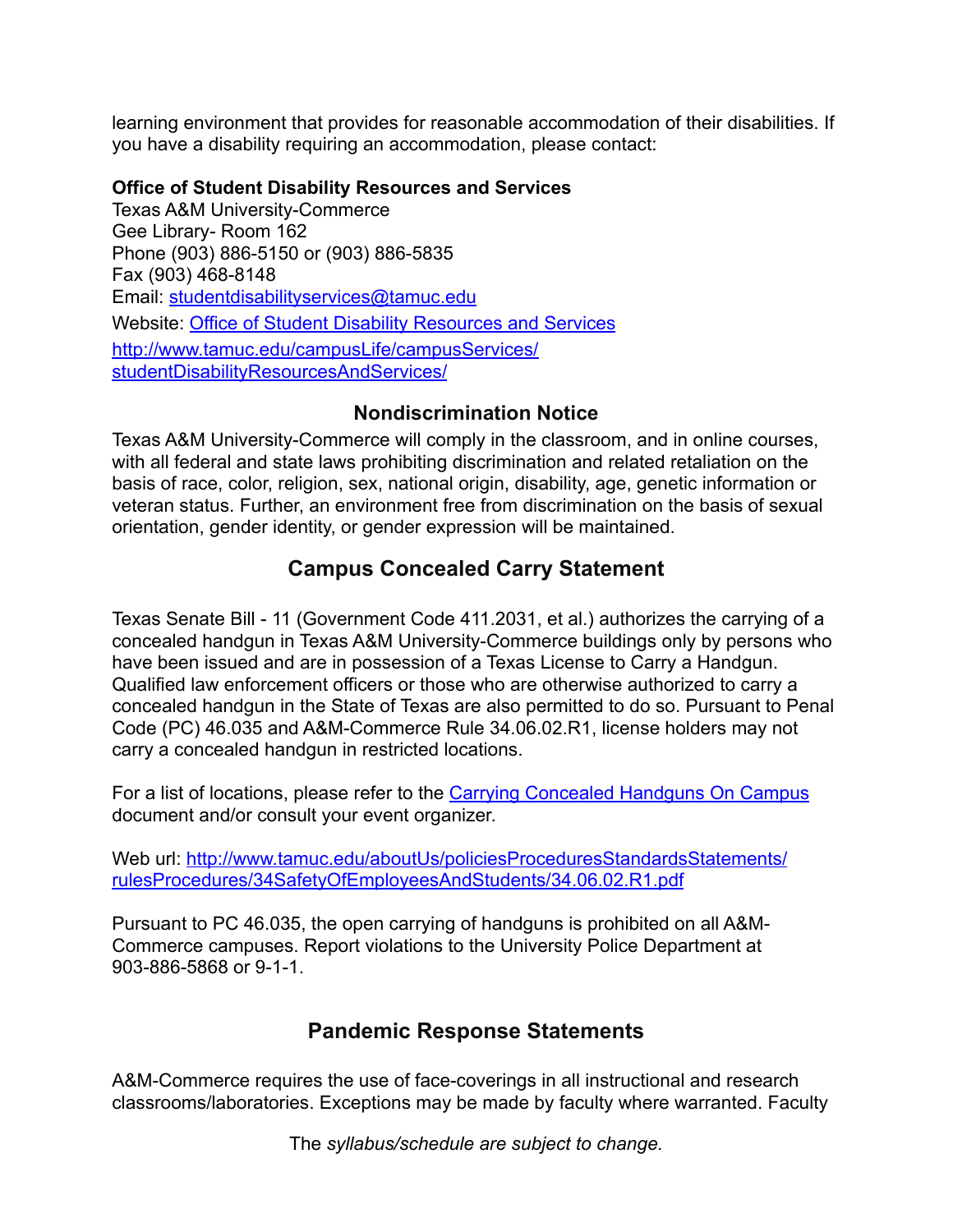learning environment that provides for reasonable accommodation of their disabilities. If you have a disability requiring an accommodation, please contact:

**Office of Student Disability Resources and Services**
Texas A&M University-Commerce
Gee Library- Room 162
Phone (903) 886-5150 or (903) 886-5835
Fax (903) 468-8148
Email: studentdisabilityservices@tamuc.edu
Website: Office of Student Disability Resources and Services
http://www.tamuc.edu/campusLife/campusServices/studentDisabilityResourcesAndServices/

### Nondiscrimination Notice

Texas A&M University-Commerce will comply in the classroom, and in online courses, with all federal and state laws prohibiting discrimination and related retaliation on the basis of race, color, religion, sex, national origin, disability, age, genetic information or veteran status. Further, an environment free from discrimination on the basis of sexual orientation, gender identity, or gender expression will be maintained.

## Campus Concealed Carry Statement

Texas Senate Bill - 11 (Government Code 411.2031, et al.) authorizes the carrying of a concealed handgun in Texas A&M University-Commerce buildings only by persons who have been issued and are in possession of a Texas License to Carry a Handgun. Qualified law enforcement officers or those who are otherwise authorized to carry a concealed handgun in the State of Texas are also permitted to do so. Pursuant to Penal Code (PC) 46.035 and A&M-Commerce Rule 34.06.02.R1, license holders may not carry a concealed handgun in restricted locations.

For a list of locations, please refer to the Carrying Concealed Handguns On Campus document and/or consult your event organizer.

Web url: http://www.tamuc.edu/aboutUs/policiesProceduresStandardsStatements/rulesProcedures/34SafetyOfEmployeesAndStudents/34.06.02.R1.pdf

Pursuant to PC 46.035, the open carrying of handguns is prohibited on all A&M-Commerce campuses. Report violations to the University Police Department at 903-886-5868 or 9-1-1.

## Pandemic Response Statements

A&M-Commerce requires the use of face-coverings in all instructional and research classrooms/laboratories. Exceptions may be made by faculty where warranted. Faculty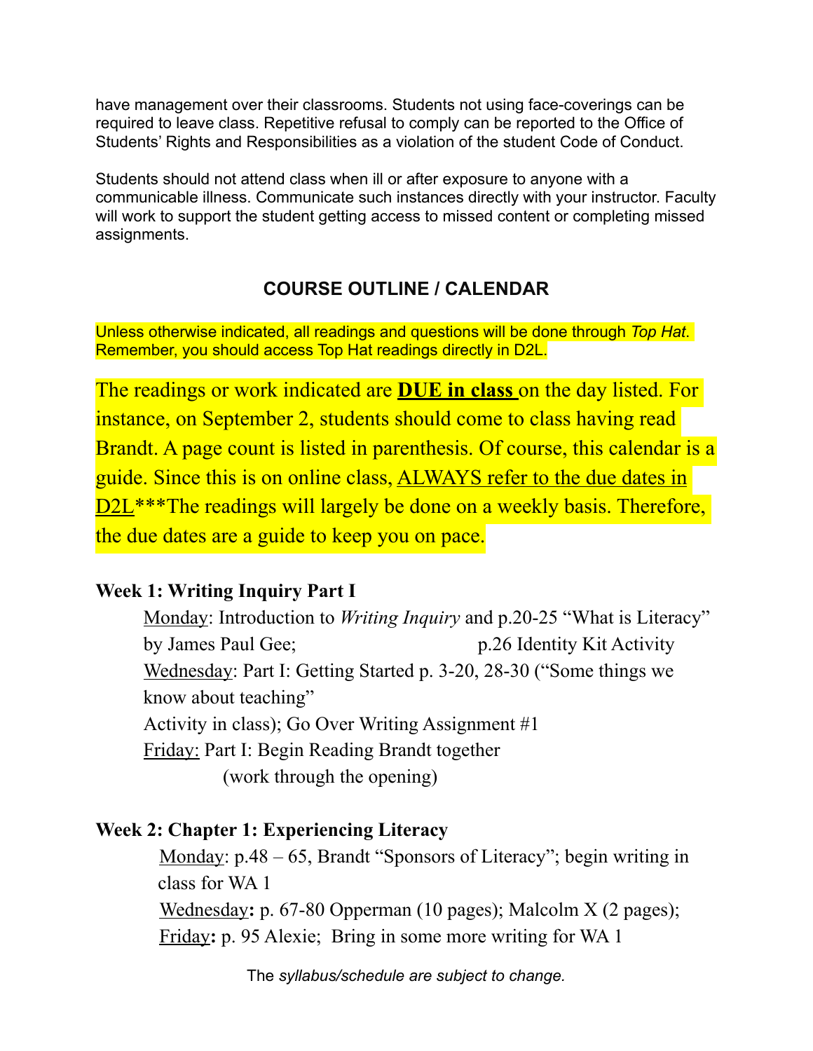have management over their classrooms. Students not using face-coverings can be required to leave class. Repetitive refusal to comply can be reported to the Office of Students' Rights and Responsibilities as a violation of the student Code of Conduct.

Students should not attend class when ill or after exposure to anyone with a communicable illness. Communicate such instances directly with your instructor. Faculty will work to support the student getting access to missed content or completing missed assignments.

## COURSE OUTLINE / CALENDAR

Unless otherwise indicated, all readings and questions will be done through *Top Hat*. Remember, you should access Top Hat readings directly in D2L.

The readings or work indicated are **DUE in class** on the day listed. For instance, on September 2, students should come to class having read Brandt. A page count is listed in parenthesis. Of course, this calendar is a guide. Since this is on online class, ALWAYS refer to the due dates in D2L***The readings will largely be done on a weekly basis. Therefore, the due dates are a guide to keep you on pace.

**Week 1: Writing Inquiry Part I**

Monday: Introduction to *Writing Inquiry* and p.20-25 "What is Literacy" by James Paul Gee; p.26 Identity Kit Activity
Wednesday: Part I: Getting Started p. 3-20, 28-30 ("Some things we know about teaching"
Activity in class); Go Over Writing Assignment #1
Friday: Part I: Begin Reading Brandt together
(work through the opening)

**Week 2: Chapter 1: Experiencing Literacy**

Monday: p.48 – 65, Brandt "Sponsors of Literacy"; begin writing in class for WA 1
Wednesday**:** p. 67-80 Opperman (10 pages); Malcolm X (2 pages);
Friday**:** p. 95 Alexie; Bring in some more writing for WA 1

The *syllabus/schedule are subject to change.*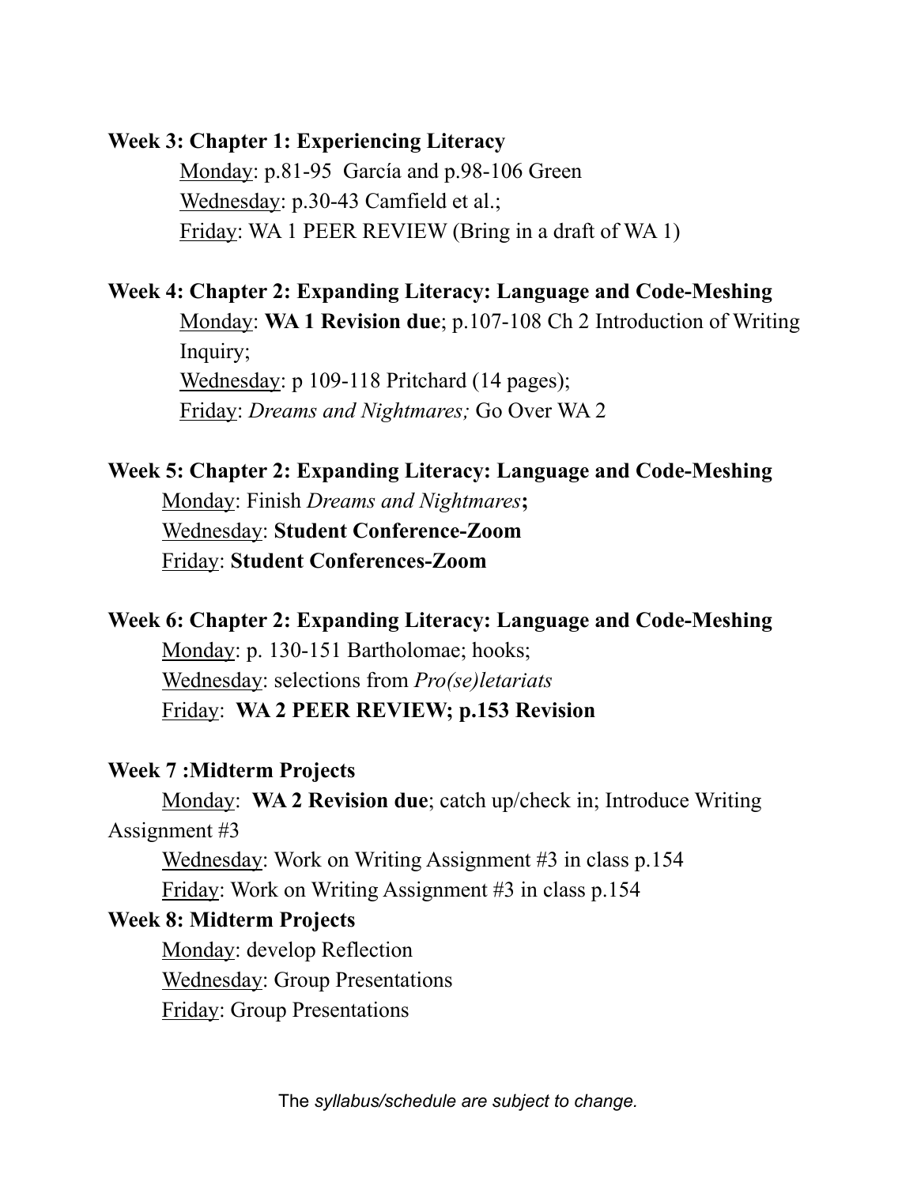**Week 3: Chapter 1: Experiencing Literacy**

Monday: p.81-95 García and p.98-106 Green

Wednesday: p.30-43 Camfield et al.;

Friday: WA 1 PEER REVIEW (Bring in a draft of WA 1)

**Week 4: Chapter 2: Expanding Literacy: Language and Code-Meshing**

Monday: **WA 1 Revision due**; p.107-108 Ch 2 Introduction of Writing Inquiry;

Wednesday: p 109-118 Pritchard (14 pages);

Friday: *Dreams and Nightmares;* Go Over WA 2

**Week 5: Chapter 2: Expanding Literacy: Language and Code-Meshing**

Monday: Finish *Dreams and Nightmares***;**

Wednesday: **Student Conference-Zoom**

Friday: **Student Conferences-Zoom**

**Week 6: Chapter 2: Expanding Literacy: Language and Code-Meshing**

Monday: p. 130-151 Bartholomae; hooks;

Wednesday: selections from *Pro(se)letariats*

Friday: **WA 2 PEER REVIEW; p.153 Revision**

**Week 7 :Midterm Projects**

Monday: **WA 2 Revision due**; catch up/check in; Introduce Writing Assignment #3

Wednesday: Work on Writing Assignment #3 in class p.154

Friday: Work on Writing Assignment #3 in class p.154

**Week 8: Midterm Projects**

Monday: develop Reflection

Wednesday: Group Presentations

Friday: Group Presentations

The *syllabus/schedule are subject to change.*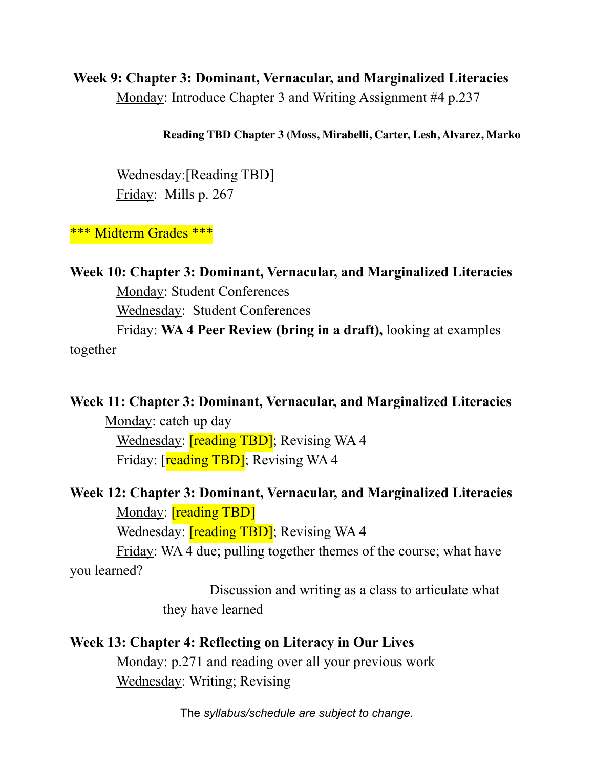**Week 9: Chapter 3: Dominant, Vernacular, and Marginalized Literacies**

Monday: Introduce Chapter 3 and Writing Assignment #4 p.237

**Reading TBD Chapter 3 (Moss, Mirabelli, Carter, Lesh, Alvarez, Marko**

Wednesday:[Reading TBD]

Friday: Mills p. 267

*** Midterm Grades ***

**Week 10: Chapter 3: Dominant, Vernacular, and Marginalized Literacies**

Monday: Student Conferences

Wednesday: Student Conferences

Friday: **WA 4 Peer Review (bring in a draft),** looking at examples together

**Week 11: Chapter 3: Dominant, Vernacular, and Marginalized Literacies**

Monday: catch up day

Wednesday: [reading TBD]; Revising WA 4

Friday: [reading TBD]; Revising WA 4

**Week 12: Chapter 3: Dominant, Vernacular, and Marginalized Literacies**

Monday: [reading TBD]

Wednesday: [reading TBD]; Revising WA 4

Friday: WA 4 due; pulling together themes of the course; what have you learned?

Discussion and writing as a class to articulate what they have learned

**Week 13: Chapter 4: Reflecting on Literacy in Our Lives**

Monday: p.271 and reading over all your previous work

Wednesday: Writing; Revising

The *syllabus/schedule are subject to change.*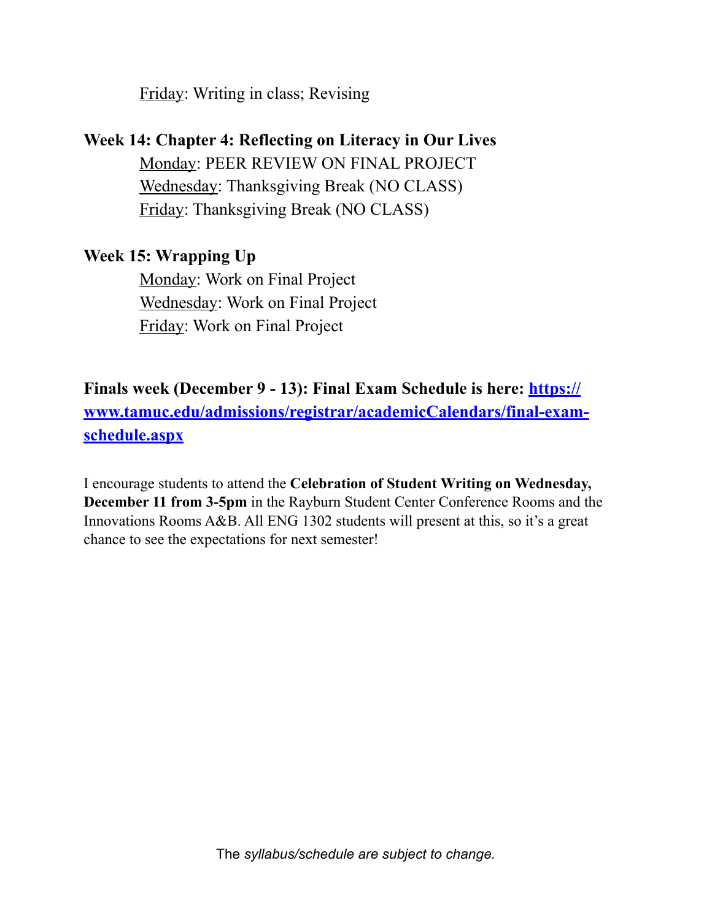Friday: Writing in class; Revising

**Week 14: Chapter 4: Reflecting on Literacy in Our Lives**

Monday: PEER REVIEW ON FINAL PROJECT

Wednesday: Thanksgiving Break (NO CLASS)

Friday: Thanksgiving Break (NO CLASS)

**Week 15: Wrapping Up**

Monday: Work on Final Project

Wednesday: Work on Final Project

Friday: Work on Final Project

**Finals week (December 9 - 13): Final Exam Schedule is here: [https://www.tamuc.edu/admissions/registrar/academicCalendars/final-exam-schedule.aspx](https://www.tamuc.edu/admissions/registrar/academicCalendars/final-exam-schedule.aspx)**

I encourage students to attend the **Celebration of Student Writing on Wednesday, December 11 from 3-5pm** in the Rayburn Student Center Conference Rooms and the Innovations Rooms A&B. All ENG 1302 students will present at this, so it's a great chance to see the expectations for next semester!

The *syllabus/schedule are subject to change.*